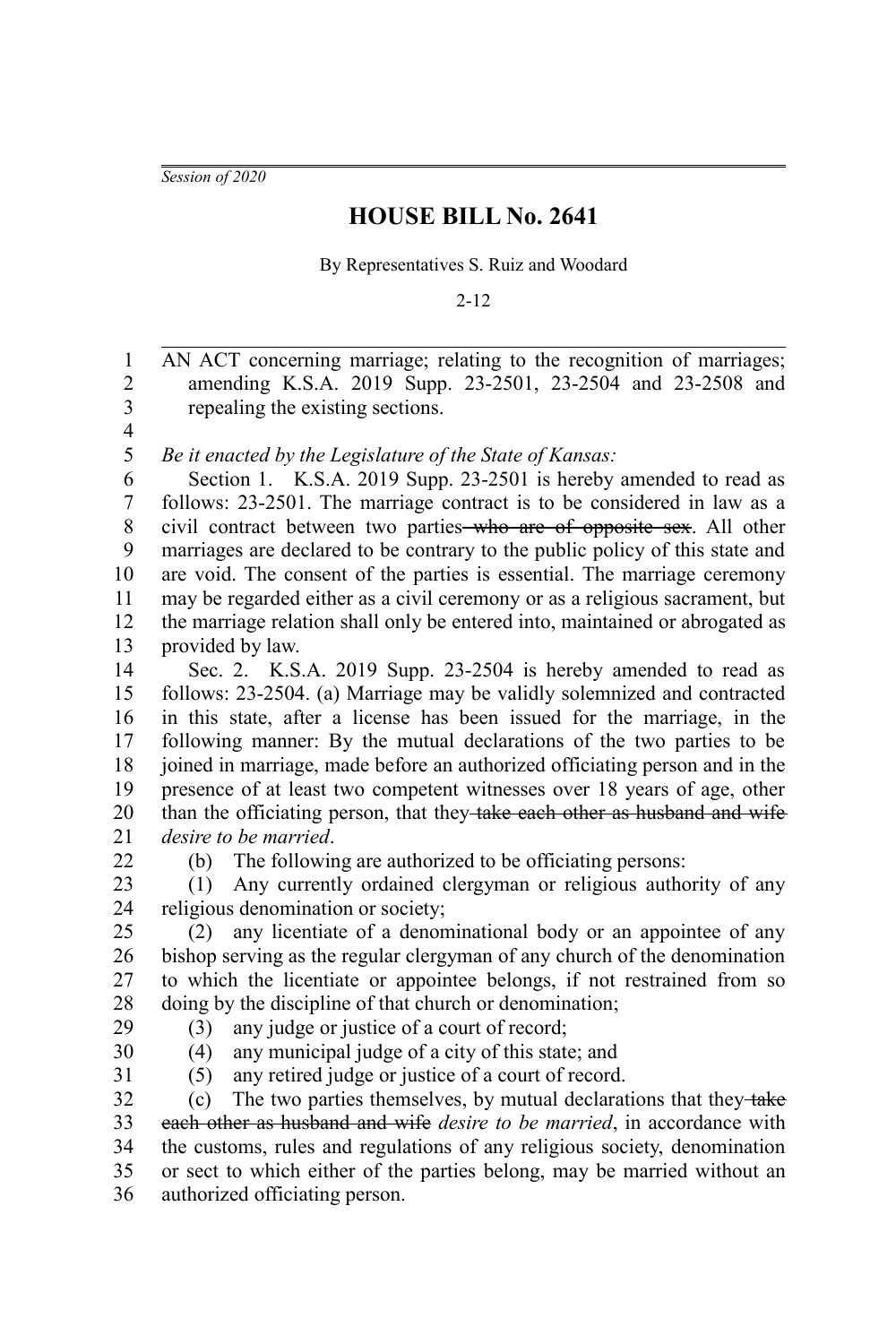*Session of 2020*

# HOUSE BILL No. 2641

By Representatives S. Ruiz and Woodard

2-12

AN ACT concerning marriage; relating to the recognition of marriages; amending K.S.A. 2019 Supp. 23-2501, 23-2504 and 23-2508 and repealing the existing sections.

*Be it enacted by the Legislature of the State of Kansas:*

Section 1. K.S.A. 2019 Supp. 23-2501 is hereby amended to read as follows: 23-2501. The marriage contract is to be considered in law as a civil contract between two parties ~~who are of opposite sex~~. All other marriages are declared to be contrary to the public policy of this state and are void. The consent of the parties is essential. The marriage ceremony may be regarded either as a civil ceremony or as a religious sacrament, but the marriage relation shall only be entered into, maintained or abrogated as provided by law.

Sec. 2. K.S.A. 2019 Supp. 23-2504 is hereby amended to read as follows: 23-2504. (a) Marriage may be validly solemnized and contracted in this state, after a license has been issued for the marriage, in the following manner: By the mutual declarations of the two parties to be joined in marriage, made before an authorized officiating person and in the presence of at least two competent witnesses over 18 years of age, other than the officiating person, that they ~~take each other as husband and wife~~ *desire to be married*.

(b) The following are authorized to be officiating persons:

(1) Any currently ordained clergyman or religious authority of any religious denomination or society;

(2) any licentiate of a denominational body or an appointee of any bishop serving as the regular clergyman of any church of the denomination to which the licentiate or appointee belongs, if not restrained from so doing by the discipline of that church or denomination;

(3) any judge or justice of a court of record;

(4) any municipal judge of a city of this state; and

(5) any retired judge or justice of a court of record.

(c) The two parties themselves, by mutual declarations that they ~~take each other as husband and wife~~ *desire to be married*, in accordance with the customs, rules and regulations of any religious society, denomination or sect to which either of the parties belong, may be married without an authorized officiating person.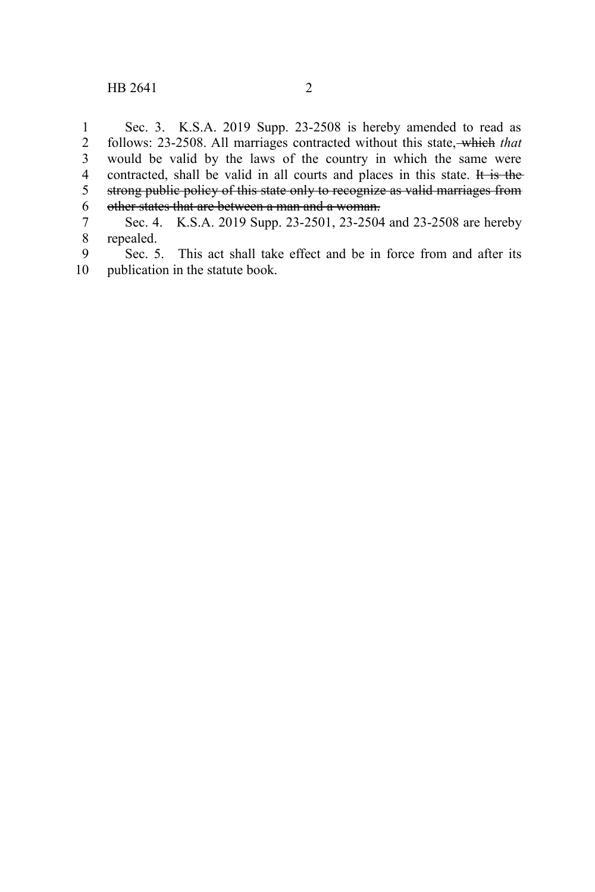Sec. 3. K.S.A. 2019 Supp. 23-2508 is hereby amended to read as follows: 23-2508. All marriages contracted without this state, ~~which~~ *that* would be valid by the laws of the country in which the same were contracted, shall be valid in all courts and places in this state. ~~It is the strong public policy of this state only to recognize as valid marriages from other states that are between a man and a woman.~~

Sec. 4. K.S.A. 2019 Supp. 23-2501, 23-2504 and 23-2508 are hereby repealed.

Sec. 5. This act shall take effect and be in force from and after its publication in the statute book.